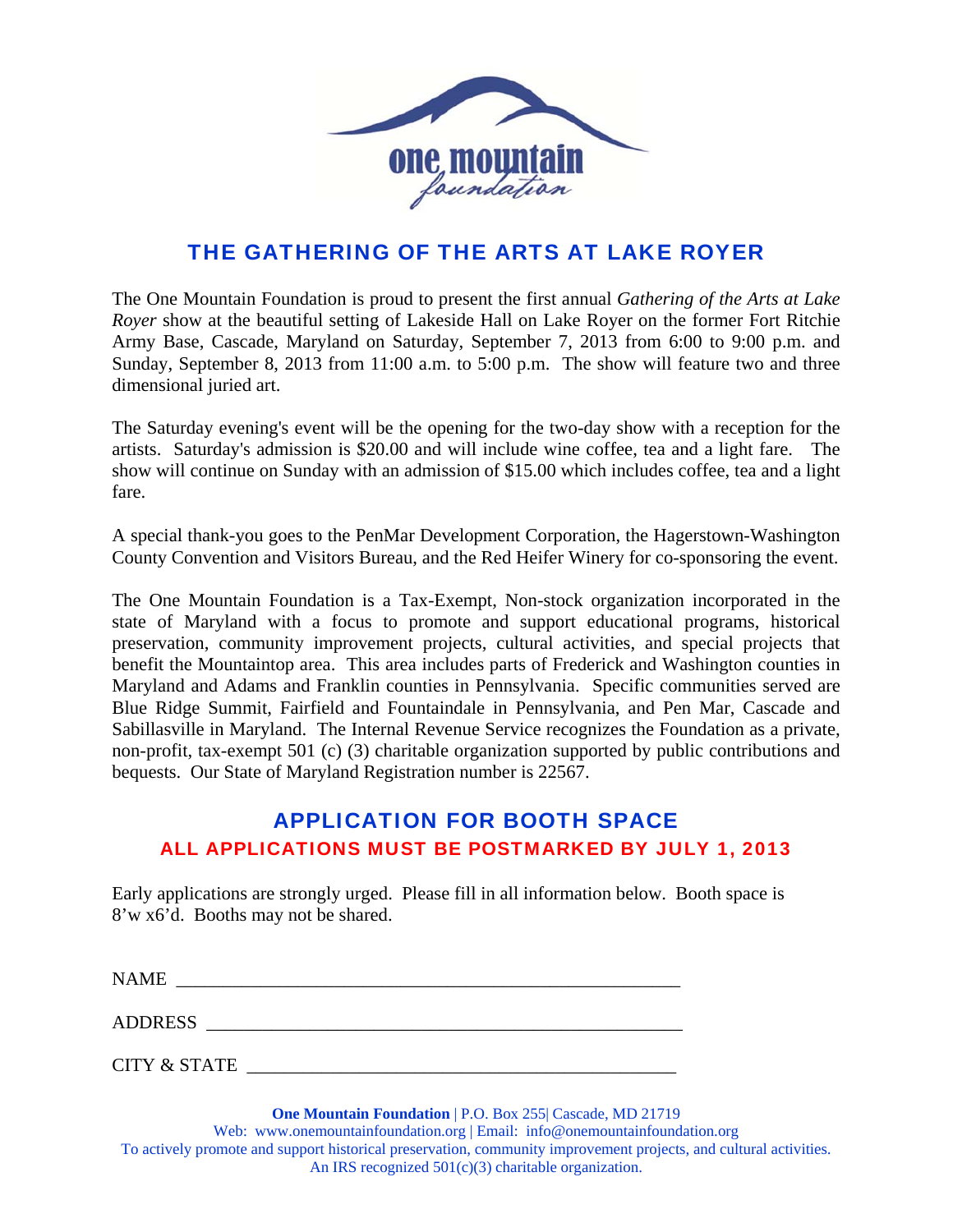one mountain foundation

# THE GATHERING OF THE ARTS AT LAKE ROYER

The One Mountain Foundation is proud to present the first annual *Gathering of the Arts at Lake Royer* show at the beautiful setting of Lakeside Hall on Lake Royer on the former Fort Ritchie Army Base, Cascade, Maryland on Saturday, September 7, 2013 from 6:00 to 9:00 p.m. and Sunday, September 8, 2013 from 11:00 a.m. to 5:00 p.m. The show will feature two and three dimensional juried art.

The Saturday evening's event will be the opening for the two-day show with a reception for the artists. Saturday's admission is $20.00 and will include wine coffee, tea and a light fare. The show will continue on Sunday with an admission of $15.00 which includes coffee, tea and a light fare.

A special thank-you goes to the PenMar Development Corporation, the Hagerstown-Washington County Convention and Visitors Bureau, and the Red Heifer Winery for co-sponsoring the event.

The One Mountain Foundation is a Tax-Exempt, Non-stock organization incorporated in the state of Maryland with a focus to promote and support educational programs, historical preservation, community improvement projects, cultural activities, and special projects that benefit the Mountaintop area. This area includes parts of Frederick and Washington counties in Maryland and Adams and Franklin counties in Pennsylvania. Specific communities served are Blue Ridge Summit, Fairfield and Fountaindale in Pennsylvania, and Pen Mar, Cascade and Sabillasville in Maryland. The Internal Revenue Service recognizes the Foundation as a private, non-profit, tax-exempt 501 (c) (3) charitable organization supported by public contributions and bequests. Our State of Maryland Registration number is 22567.

## APPLICATION FOR BOOTH SPACE

### ALL APPLICATIONS MUST BE POSTMARKED BY JULY 1, 2013

Early applications are strongly urged. Please fill in all information below. Booth space is 8'w x6'd. Booths may not be shared.

NAME ____________________________________________________

ADDRESS _________________________________________________

CITY & STATE _____________________________________________

**One Mountain Foundation** | P.O. Box 255| Cascade, MD 21719
Web: www.onemountainfoundation.org | Email: info@onemountainfoundation.org
To actively promote and support historical preservation, community improvement projects, and cultural activities.
An IRS recognized 501(c)(3) charitable organization.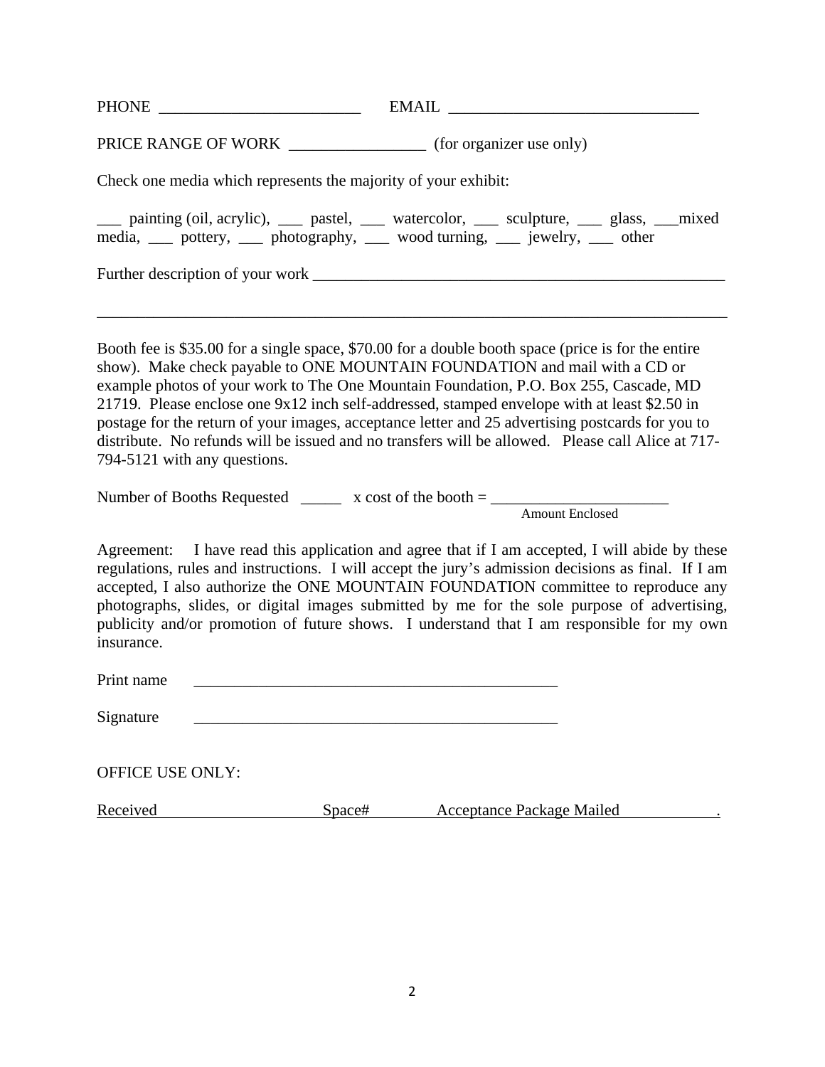PHONE _________________________ EMAIL _______________________________

PRICE RANGE OF WORK _________________ (for organizer use only)

Check one media which represents the majority of your exhibit:

___ painting (oil, acrylic), ___ pastel, ___ watercolor, ___ sculpture, ___ glass, ___mixed media, ___ pottery, ___ photography, ___ wood turning, ___ jewelry, ___ other

Further description of your work ______________________________________________________

_______________________________________________________________________________

Booth fee is $35.00 for a single space, $70.00 for a double booth space (price is for the entire show). Make check payable to ONE MOUNTAIN FOUNDATION and mail with a CD or example photos of your work to The One Mountain Foundation, P.O. Box 255, Cascade, MD 21719. Please enclose one 9x12 inch self-addressed, stamped envelope with at least $2.50 in postage for the return of your images, acceptance letter and 25 advertising postcards for you to distribute. No refunds will be issued and no transfers will be allowed. Please call Alice at 717-794-5121 with any questions.

Number of Booths Requested _____ x cost of the booth = ______________________
Amount Enclosed

Agreement: I have read this application and agree that if I am accepted, I will abide by these regulations, rules and instructions. I will accept the jury's admission decisions as final. If I am accepted, I also authorize the ONE MOUNTAIN FOUNDATION committee to reproduce any photographs, slides, or digital images submitted by me for the sole purpose of advertising, publicity and/or promotion of future shows. I understand that I am responsible for my own insurance.

Print name _______________________________________________

Signature _______________________________________________

OFFICE USE ONLY:

Received ____________________ Space# __________ Acceptance Package Mailed ____________.